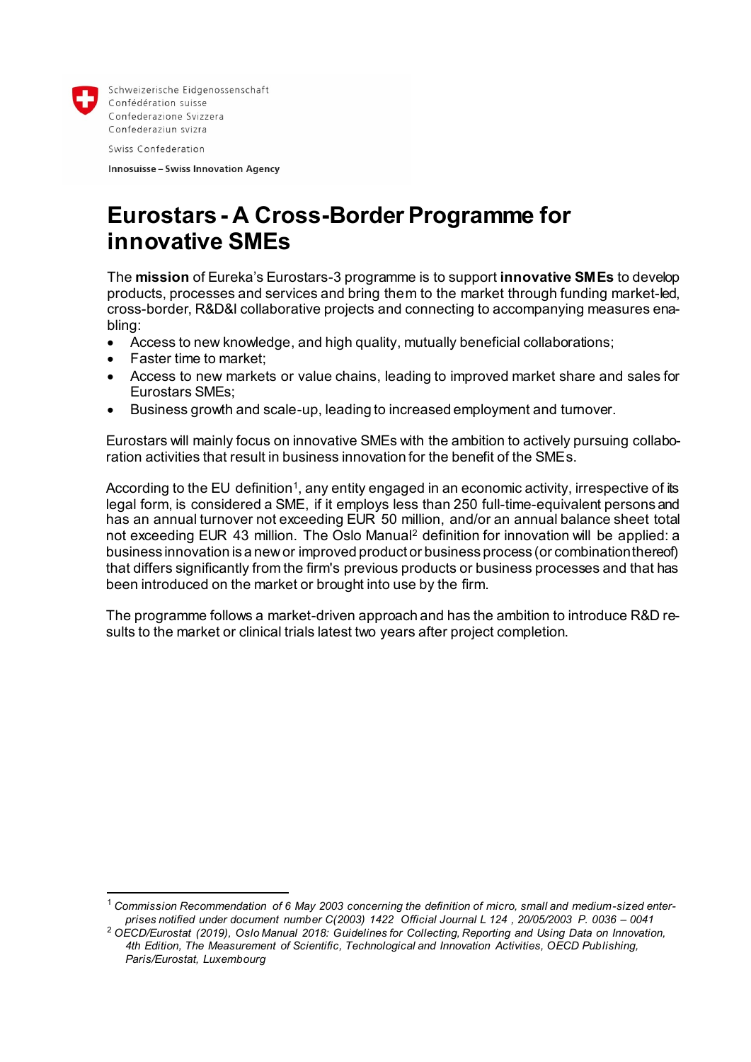Schweizerische Eidgenossenschaft
Confédération suisse
Confederazione Svizzera
Confederaziun svizra

Swiss Confederation

**Innosuisse – Swiss Innovation Agency**

# Eurostars - A Cross-Border Programme for innovative SMEs

The **mission** of Eureka's Eurostars-3 programme is to support **innovative SMEs** to develop products, processes and services and bring them to the market through funding market-led, cross-border, R&D&I collaborative projects and connecting to accompanying measures enabling:

- Access to new knowledge, and high quality, mutually beneficial collaborations;
- Faster time to market;
- Access to new markets or value chains, leading to improved market share and sales for Eurostars SMEs;
- Business growth and scale-up, leading to increased employment and turnover.

Eurostars will mainly focus on innovative SMEs with the ambition to actively pursuing collaboration activities that result in business innovation for the benefit of the SMEs.

According to the EU definition[1], any entity engaged in an economic activity, irrespective of its legal form, is considered a SME, if it employs less than 250 full-time-equivalent persons and has an annual turnover not exceeding EUR 50 million, and/or an annual balance sheet total not exceeding EUR 43 million. The Oslo Manual[2] definition for innovation will be applied: a business innovation is a new or improved product or business process (or combination thereof) that differs significantly from the firm's previous products or business processes and that has been introduced on the market or brought into use by the firm.

The programme follows a market-driven approach and has the ambition to introduce R&D results to the market or clinical trials latest two years after project completion.

---

[1] *Commission Recommendation of 6 May 2003 concerning the definition of micro, small and medium-sized enterprises notified under document number C(2003) 1422 Official Journal L 124 , 20/05/2003 P. 0036 – 0041*

[2] *OECD/Eurostat (2019), Oslo Manual 2018: Guidelines for Collecting, Reporting and Using Data on Innovation, 4th Edition, The Measurement of Scientific, Technological and Innovation Activities, OECD Publishing, Paris/Eurostat, Luxembourg*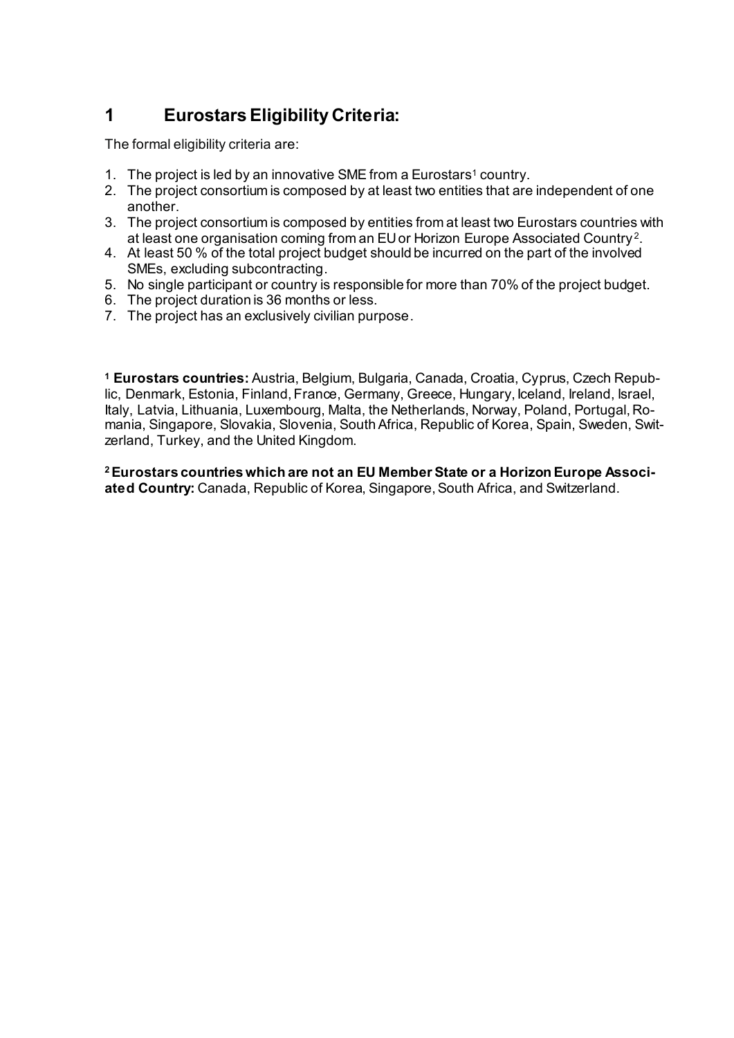# 1 Eurostars Eligibility Criteria:

The formal eligibility criteria are:

1. The project is led by an innovative SME from a Eurostars[1] country.
2. The project consortium is composed by at least two entities that are independent of one another.
3. The project consortium is composed by entities from at least two Eurostars countries with at least one organisation coming from an EU or Horizon Europe Associated Country[2].
4. At least 50 % of the total project budget should be incurred on the part of the involved SMEs, excluding subcontracting.
5. No single participant or country is responsible for more than 70% of the project budget.
6. The project duration is 36 months or less.
7. The project has an exclusively civilian purpose.

[1] **Eurostars countries:** Austria, Belgium, Bulgaria, Canada, Croatia, Cyprus, Czech Republic, Denmark, Estonia, Finland, France, Germany, Greece, Hungary, Iceland, Ireland, Israel, Italy, Latvia, Lithuania, Luxembourg, Malta, the Netherlands, Norway, Poland, Portugal, Romania, Singapore, Slovakia, Slovenia, South Africa, Republic of Korea, Spain, Sweden, Switzerland, Turkey, and the United Kingdom.

[2] **Eurostars countries which are not an EU Member State or a Horizon Europe Associated Country:** Canada, Republic of Korea, Singapore, South Africa, and Switzerland.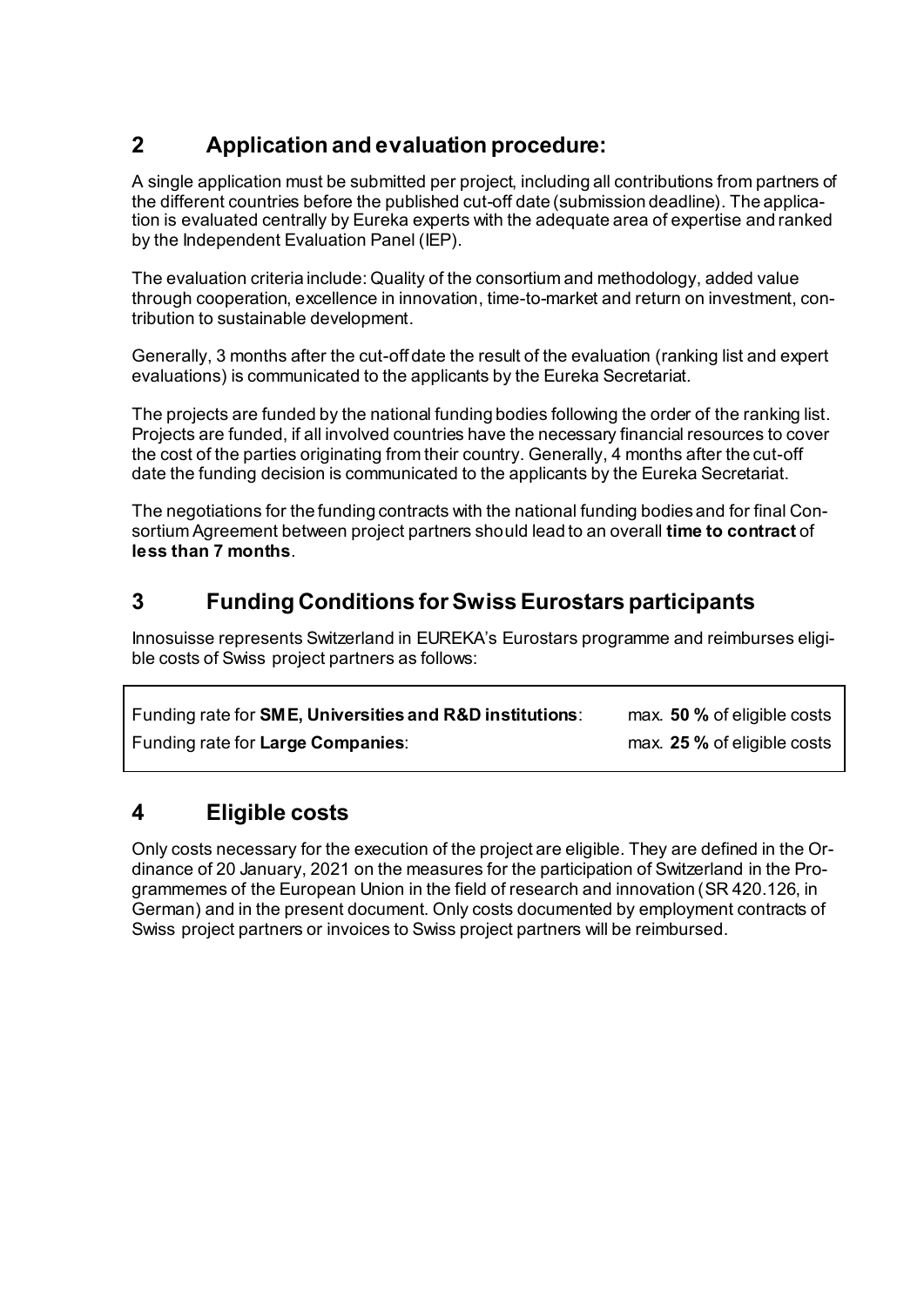## 2 Application and evaluation procedure:

A single application must be submitted per project, including all contributions from partners of the different countries before the published cut-off date (submission deadline). The application is evaluated centrally by Eureka experts with the adequate area of expertise and ranked by the Independent Evaluation Panel (IEP).

The evaluation criteria include: Quality of the consortium and methodology, added value through cooperation, excellence in innovation, time-to-market and return on investment, contribution to sustainable development.

Generally, 3 months after the cut-off date the result of the evaluation (ranking list and expert evaluations) is communicated to the applicants by the Eureka Secretariat.

The projects are funded by the national funding bodies following the order of the ranking list. Projects are funded, if all involved countries have the necessary financial resources to cover the cost of the parties originating from their country. Generally, 4 months after the cut-off date the funding decision is communicated to the applicants by the Eureka Secretariat.

The negotiations for the funding contracts with the national funding bodies and for final Consortium Agreement between project partners should lead to an overall **time to contract** of **less than 7 months**.

## 3 Funding Conditions for Swiss Eurostars participants

Innosuisse represents Switzerland in EUREKA's Eurostars programme and reimburses eligible costs of Swiss project partners as follows:

| | |
|---|---|
| Funding rate for **SME, Universities and R&D institutions**: | max. **50 %** of eligible costs |
| Funding rate for **Large Companies**: | max. **25 %** of eligible costs |

## 4 Eligible costs

Only costs necessary for the execution of the project are eligible. They are defined in the Ordinance of 20 January, 2021 on the measures for the participation of Switzerland in the Programmemes of the European Union in the field of research and innovation (SR 420.126, in German) and in the present document. Only costs documented by employment contracts of Swiss project partners or invoices to Swiss project partners will be reimbursed.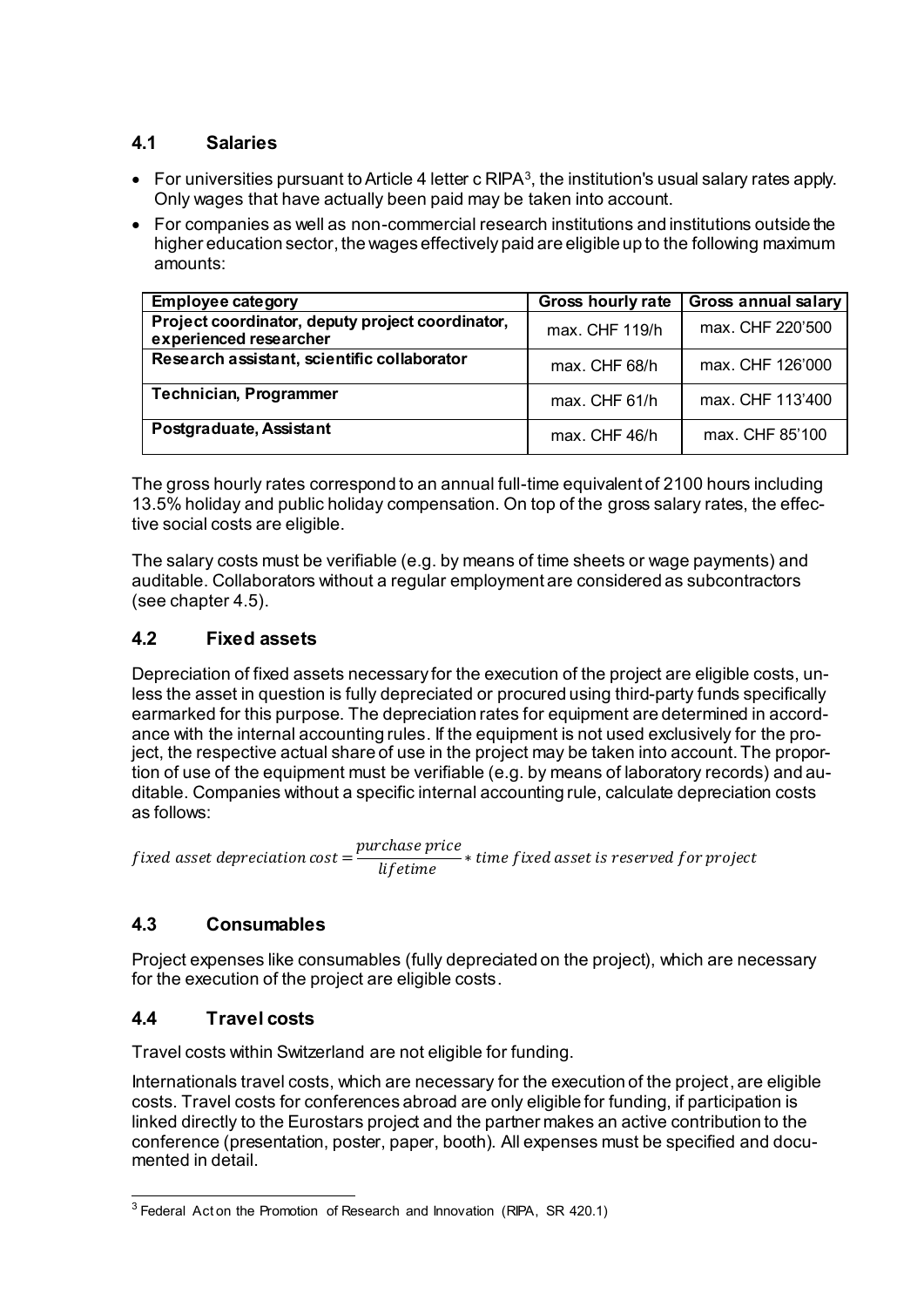### 4.1 Salaries

- For universities pursuant to Article 4 letter c RIPA[3], the institution's usual salary rates apply. Only wages that have actually been paid may be taken into account.
- For companies as well as non-commercial research institutions and institutions outside the higher education sector, the wages effectively paid are eligible up to the following maximum amounts:

| Employee category | Gross hourly rate | Gross annual salary |
|---|---|---|
| **Project coordinator, deputy project coordinator, experienced researcher** | max. CHF 119/h | max. CHF 220'500 |
| **Research assistant, scientific collaborator** | max. CHF 68/h | max. CHF 126'000 |
| **Technician, Programmer** | max. CHF 61/h | max. CHF 113'400 |
| **Postgraduate, Assistant** | max. CHF 46/h | max. CHF 85'100 |

The gross hourly rates correspond to an annual full-time equivalent of 2100 hours including 13.5% holiday and public holiday compensation. On top of the gross salary rates, the effective social costs are eligible.

The salary costs must be verifiable (e.g. by means of time sheets or wage payments) and auditable. Collaborators without a regular employment are considered as subcontractors (see chapter 4.5).

### 4.2 Fixed assets

Depreciation of fixed assets necessary for the execution of the project are eligible costs, unless the asset in question is fully depreciated or procured using third-party funds specifically earmarked for this purpose. The depreciation rates for equipment are determined in accordance with the internal accounting rules. If the equipment is not used exclusively for the project, the respective actual share of use in the project may be taken into account. The proportion of use of the equipment must be verifiable (e.g. by means of laboratory records) and auditable. Companies without a specific internal accounting rule, calculate depreciation costs as follows:

$$fixed\ asset\ depreciation\ cost = \frac{purchase\ price}{lifetime} * time\ fixed\ asset\ is\ reserved\ for\ project$$

### 4.3 Consumables

Project expenses like consumables (fully depreciated on the project), which are necessary for the execution of the project are eligible costs.

### 4.4 Travel costs

Travel costs within Switzerland are not eligible for funding.

Internationals travel costs, which are necessary for the execution of the project, are eligible costs. Travel costs for conferences abroad are only eligible for funding, if participation is linked directly to the Eurostars project and the partner makes an active contribution to the conference (presentation, poster, paper, booth). All expenses must be specified and documented in detail.

[3] Federal Act on the Promotion of Research and Innovation (RIPA, SR 420.1)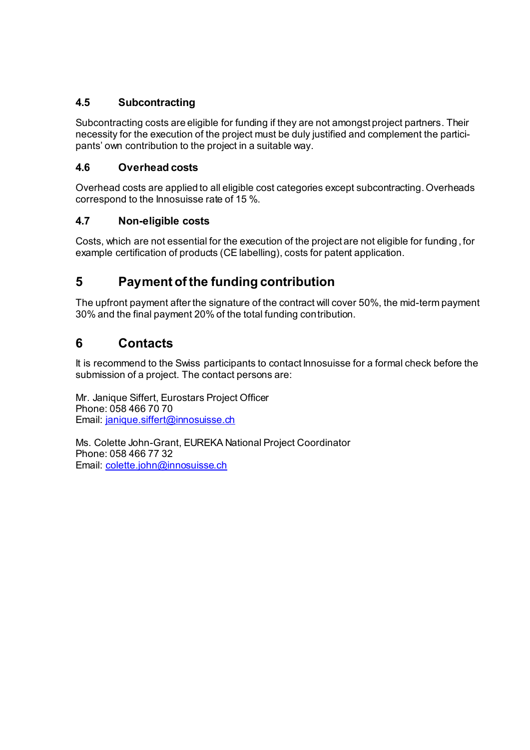### 4.5 Subcontracting

Subcontracting costs are eligible for funding if they are not amongst project partners. Their necessity for the execution of the project must be duly justified and complement the participants' own contribution to the project in a suitable way.

### 4.6 Overhead costs

Overhead costs are applied to all eligible cost categories except subcontracting. Overheads correspond to the Innosuisse rate of 15 %.

### 4.7 Non-eligible costs

Costs, which are not essential for the execution of the project are not eligible for funding, for example certification of products (CE labelling), costs for patent application.

## 5 Payment of the funding contribution

The upfront payment after the signature of the contract will cover 50%, the mid-term payment 30% and the final payment 20% of the total funding contribution.

## 6 Contacts

It is recommend to the Swiss participants to contact Innosuisse for a formal check before the submission of a project. The contact persons are:

Mr. Janique Siffert, Eurostars Project Officer
Phone: 058 466 70 70
Email: janique.siffert@innosuisse.ch

Ms. Colette John-Grant, EUREKA National Project Coordinator
Phone: 058 466 77 32
Email: colette.john@innosuisse.ch